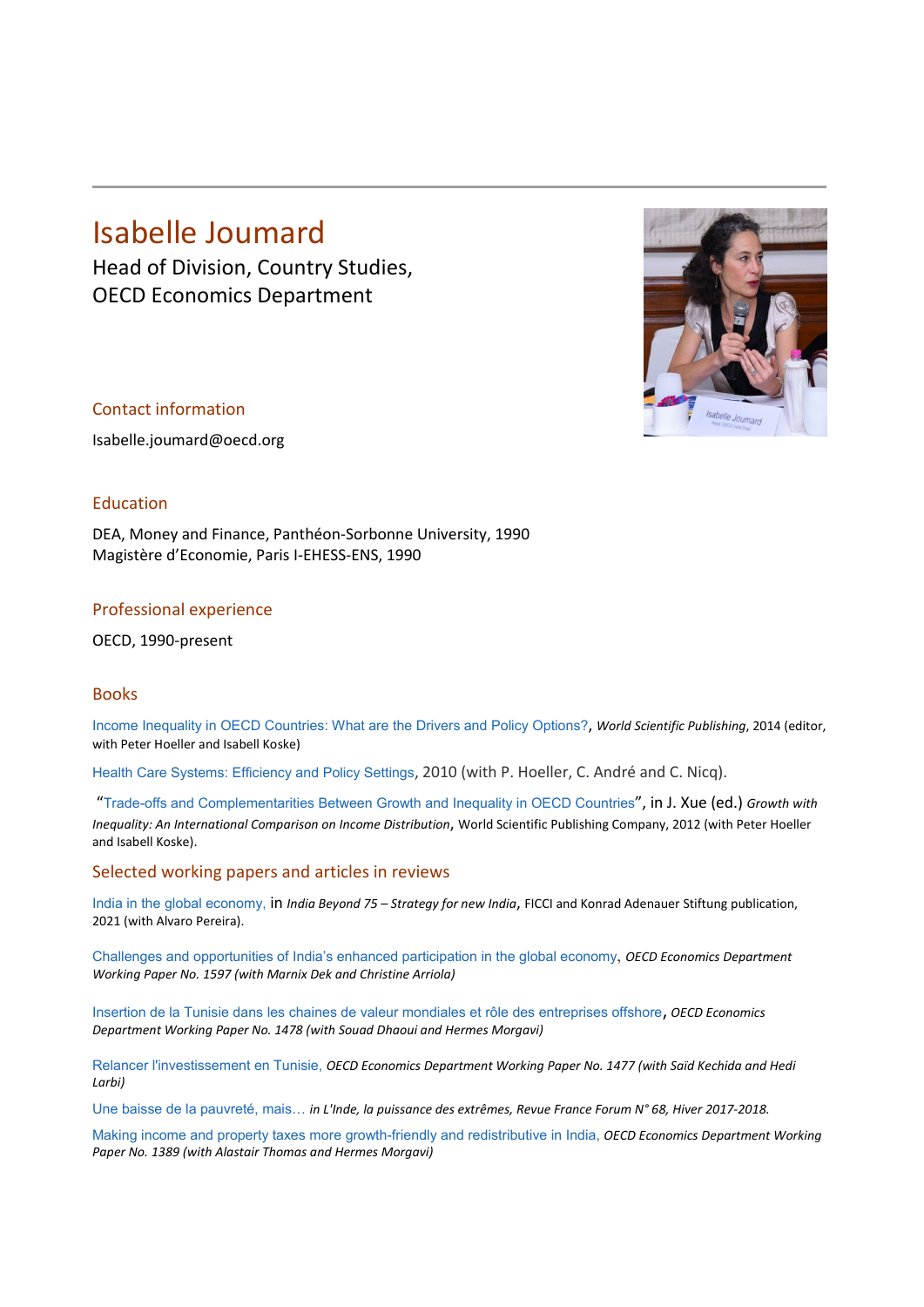# Isabelle Joumard

Head of Division, Country Studies,
OECD Economics Department

## Contact information

Isabelle.joumard@oecd.org

## Education

DEA, Money and Finance, Panthéon-Sorbonne University, 1990
Magistère d'Economie, Paris I-EHESS-ENS, 1990

## Professional experience

OECD, 1990-present

## Books

Income Inequality in OECD Countries: What are the Drivers and Policy Options?, *World Scientific Publishing*, 2014 (editor, with Peter Hoeller and Isabell Koske)

Health Care Systems: Efficiency and Policy Settings, 2010 (with P. Hoeller, C. André and C. Nicq).

"Trade-offs and Complementarities Between Growth and Inequality in OECD Countries", in J. Xue (ed.) *Growth with Inequality: An International Comparison on Income Distribution*, World Scientific Publishing Company, 2012 (with Peter Hoeller and Isabell Koske).

## Selected working papers and articles in reviews

India in the global economy, in *India Beyond 75 – Strategy for new India*, FICCI and Konrad Adenauer Stiftung publication, 2021 (with Alvaro Pereira).

Challenges and opportunities of India's enhanced participation in the global economy, *OECD Economics Department Working Paper No. 1597 (with Marnix Dek and Christine Arriola)*

Insertion de la Tunisie dans les chaines de valeur mondiales et rôle des entreprises offshore, *OECD Economics Department Working Paper No. 1478 (with Souad Dhaoui and Hermes Morgavi)*

Relancer l'investissement en Tunisie, *OECD Economics Department Working Paper No. 1477 (with Saïd Kechida and Hedi Larbi)*

Une baisse de la pauvreté, mais… *in L'Inde, la puissance des extrêmes, Revue France Forum N° 68, Hiver 2017-2018.*

Making income and property taxes more growth-friendly and redistributive in India, *OECD Economics Department Working Paper No. 1389 (with Alastair Thomas and Hermes Morgavi)*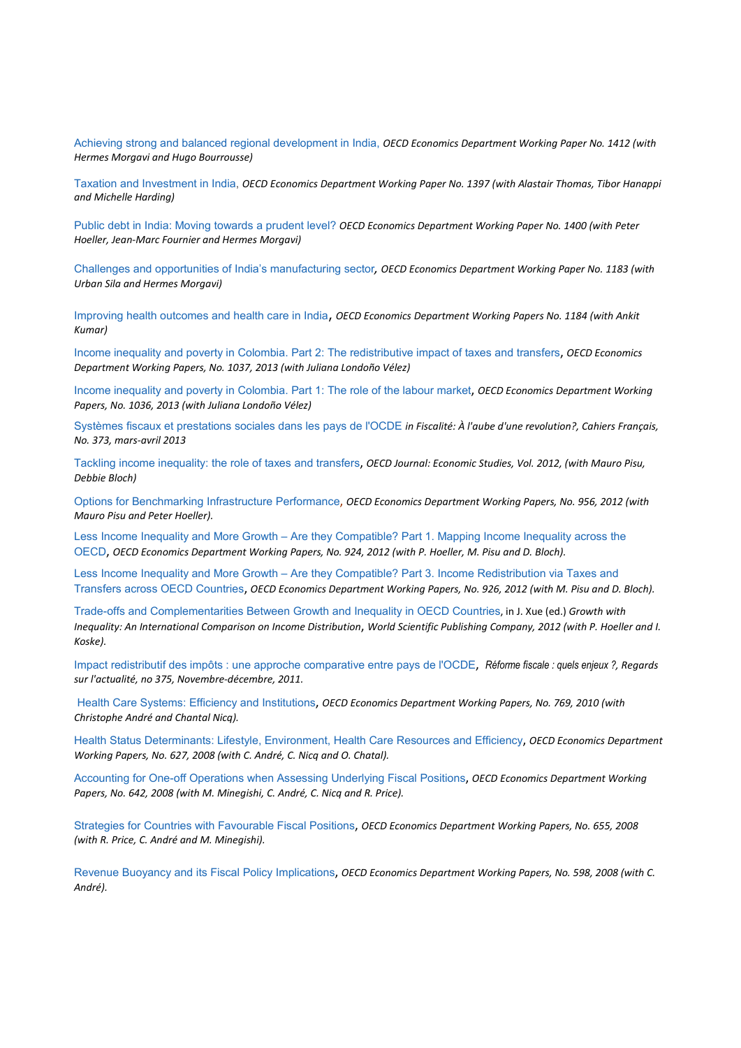Achieving strong and balanced regional development in India, *OECD Economics Department Working Paper No. 1412 (with Hermes Morgavi and Hugo Bourrousse)*

Taxation and Investment in India, *OECD Economics Department Working Paper No. 1397 (with Alastair Thomas, Tibor Hanappi and Michelle Harding)*

Public debt in India: Moving towards a prudent level? *OECD Economics Department Working Paper No. 1400 (with Peter Hoeller, Jean-Marc Fournier and Hermes Morgavi)*

Challenges and opportunities of India's manufacturing sector, *OECD Economics Department Working Paper No. 1183 (with Urban Sila and Hermes Morgavi)*

Improving health outcomes and health care in India, *OECD Economics Department Working Papers No. 1184 (with Ankit Kumar)*

Income inequality and poverty in Colombia. Part 2: The redistributive impact of taxes and transfers, *OECD Economics Department Working Papers, No. 1037, 2013 (with Juliana Londoño Vélez)*

Income inequality and poverty in Colombia. Part 1: The role of the labour market, *OECD Economics Department Working Papers, No. 1036, 2013 (with Juliana Londoño Vélez)*

Systèmes fiscaux et prestations sociales dans les pays de l'OCDE *in Fiscalité: À l'aube d'une revolution?, Cahiers Français, No. 373, mars-avril 2013*

Tackling income inequality: the role of taxes and transfers, *OECD Journal: Economic Studies, Vol. 2012, (with Mauro Pisu, Debbie Bloch)*

Options for Benchmarking Infrastructure Performance, *OECD Economics Department Working Papers, No. 956, 2012 (with Mauro Pisu and Peter Hoeller).*

Less Income Inequality and More Growth – Are they Compatible? Part 1. Mapping Income Inequality across the OECD, *OECD Economics Department Working Papers, No. 924, 2012 (with P. Hoeller, M. Pisu and D. Bloch).*

Less Income Inequality and More Growth – Are they Compatible? Part 3. Income Redistribution via Taxes and Transfers across OECD Countries, *OECD Economics Department Working Papers, No. 926, 2012 (with M. Pisu and D. Bloch).*

Trade-offs and Complementarities Between Growth and Inequality in OECD Countries, in J. Xue (ed.) *Growth with Inequality: An International Comparison on Income Distribution, World Scientific Publishing Company, 2012 (with P. Hoeller and I. Koske).*

Impact redistributif des impôts : une approche comparative entre pays de l'OCDE, *Réforme fiscale : quels enjeux ?, Regards sur l'actualité, no 375, Novembre-décembre, 2011.*

Health Care Systems: Efficiency and Institutions, *OECD Economics Department Working Papers, No. 769, 2010 (with Christophe André and Chantal Nicq).*

Health Status Determinants: Lifestyle, Environment, Health Care Resources and Efficiency, *OECD Economics Department Working Papers, No. 627, 2008 (with C. André, C. Nicq and O. Chatal).*

Accounting for One-off Operations when Assessing Underlying Fiscal Positions, *OECD Economics Department Working Papers, No. 642, 2008 (with M. Minegishi, C. André, C. Nicq and R. Price).*

Strategies for Countries with Favourable Fiscal Positions, *OECD Economics Department Working Papers, No. 655, 2008 (with R. Price, C. André and M. Minegishi).*

Revenue Buoyancy and its Fiscal Policy Implications, *OECD Economics Department Working Papers, No. 598, 2008 (with C. André).*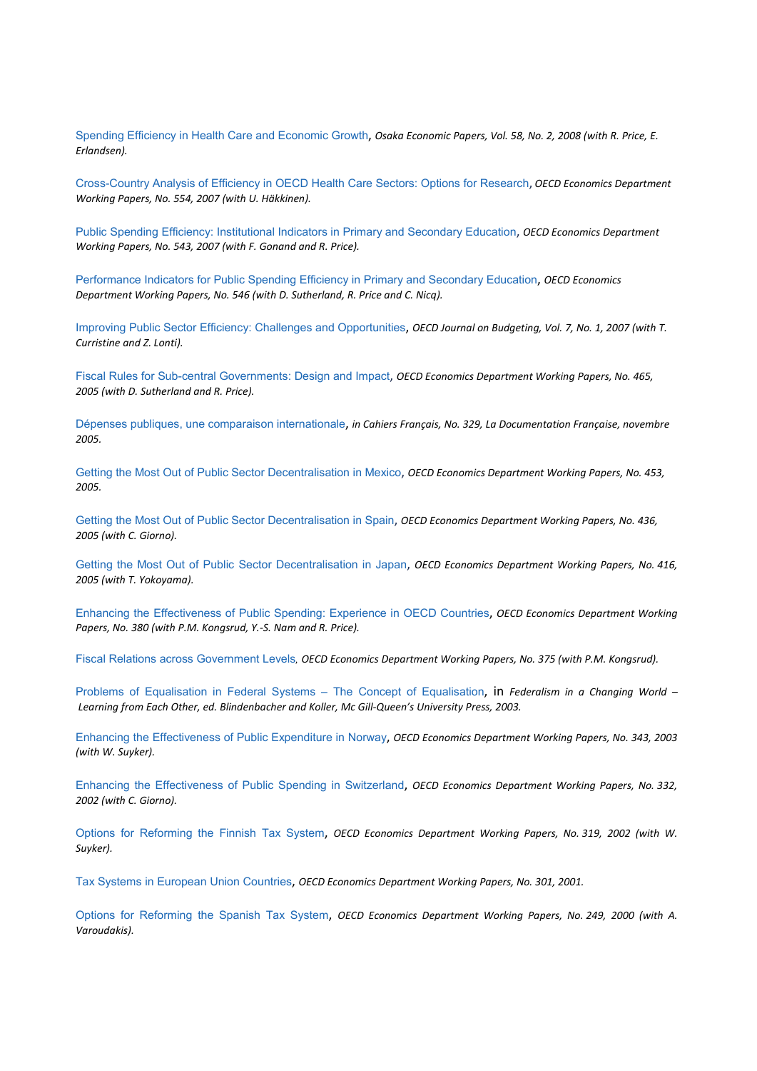Spending Efficiency in Health Care and Economic Growth, *Osaka Economic Papers, Vol. 58, No. 2, 2008 (with R. Price, E. Erlandsen).*

Cross-Country Analysis of Efficiency in OECD Health Care Sectors: Options for Research, *OECD Economics Department Working Papers, No. 554, 2007 (with U. Häkkinen).*

Public Spending Efficiency: Institutional Indicators in Primary and Secondary Education, *OECD Economics Department Working Papers, No. 543, 2007 (with F. Gonand and R. Price).*

Performance Indicators for Public Spending Efficiency in Primary and Secondary Education, *OECD Economics Department Working Papers, No. 546 (with D. Sutherland, R. Price and C. Nicq).*

Improving Public Sector Efficiency: Challenges and Opportunities, *OECD Journal on Budgeting, Vol. 7, No. 1, 2007 (with T. Curristine and Z. Lonti).*

Fiscal Rules for Sub-central Governments: Design and Impact, *OECD Economics Department Working Papers, No. 465, 2005 (with D. Sutherland and R. Price).*

Dépenses publiques, une comparaison internationale, *in Cahiers Français, No. 329, La Documentation Française, novembre 2005.*

Getting the Most Out of Public Sector Decentralisation in Mexico, *OECD Economics Department Working Papers, No. 453, 2005.*

Getting the Most Out of Public Sector Decentralisation in Spain, *OECD Economics Department Working Papers, No. 436, 2005 (with C. Giorno).*

Getting the Most Out of Public Sector Decentralisation in Japan, *OECD Economics Department Working Papers, No. 416, 2005 (with T. Yokoyama).*

Enhancing the Effectiveness of Public Spending: Experience in OECD Countries, *OECD Economics Department Working Papers, No. 380 (with P.M. Kongsrud, Y.-S. Nam and R. Price).*

Fiscal Relations across Government Levels, *OECD Economics Department Working Papers, No. 375 (with P.M. Kongsrud).*

Problems of Equalisation in Federal Systems – The Concept of Equalisation, in *Federalism in a Changing World – Learning from Each Other, ed. Blindenbacher and Koller, Mc Gill-Queen's University Press, 2003.*

Enhancing the Effectiveness of Public Expenditure in Norway, *OECD Economics Department Working Papers, No. 343, 2003 (with W. Suyker).*

Enhancing the Effectiveness of Public Spending in Switzerland, *OECD Economics Department Working Papers, No. 332, 2002 (with C. Giorno).*

Options for Reforming the Finnish Tax System, *OECD Economics Department Working Papers, No. 319, 2002 (with W. Suyker).*

Tax Systems in European Union Countries, *OECD Economics Department Working Papers, No. 301, 2001.*

Options for Reforming the Spanish Tax System, *OECD Economics Department Working Papers, No. 249, 2000 (with A. Varoudakis).*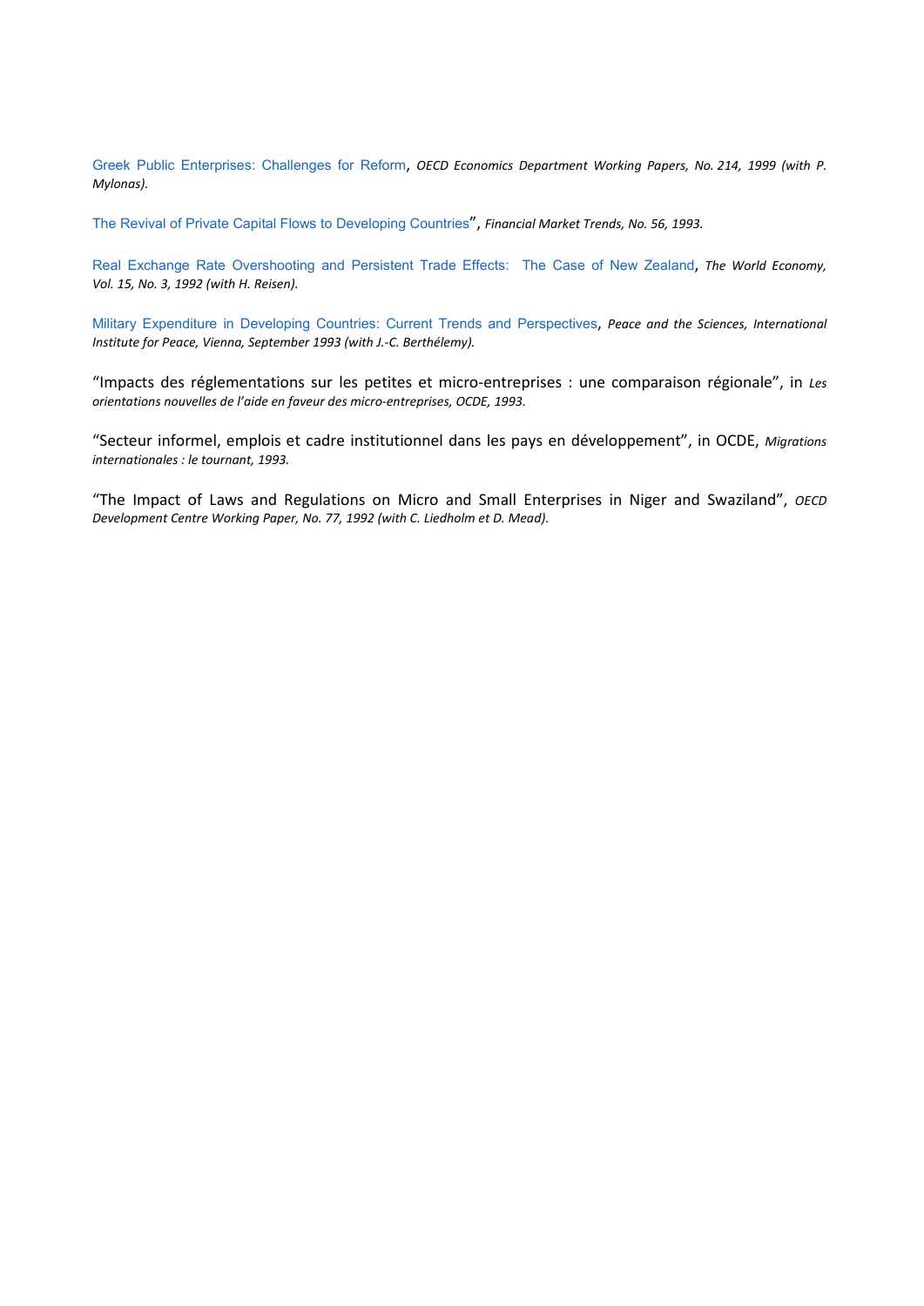Greek Public Enterprises: Challenges for Reform, *OECD Economics Department Working Papers, No. 214, 1999 (with P. Mylonas).*

The Revival of Private Capital Flows to Developing Countries", *Financial Market Trends, No. 56, 1993.*

Real Exchange Rate Overshooting and Persistent Trade Effects: The Case of New Zealand, *The World Economy, Vol. 15, No. 3, 1992 (with H. Reisen).*

Military Expenditure in Developing Countries: Current Trends and Perspectives, *Peace and the Sciences, International Institute for Peace, Vienna, September 1993 (with J.-C. Berthélemy).*

"Impacts des réglementations sur les petites et micro-entreprises : une comparaison régionale", in *Les orientations nouvelles de l'aide en faveur des micro-entreprises, OCDE, 1993.*

"Secteur informel, emplois et cadre institutionnel dans les pays en développement", in OCDE, *Migrations internationales : le tournant, 1993.*

"The Impact of Laws and Regulations on Micro and Small Enterprises in Niger and Swaziland", *OECD Development Centre Working Paper, No. 77, 1992 (with C. Liedholm et D. Mead).*